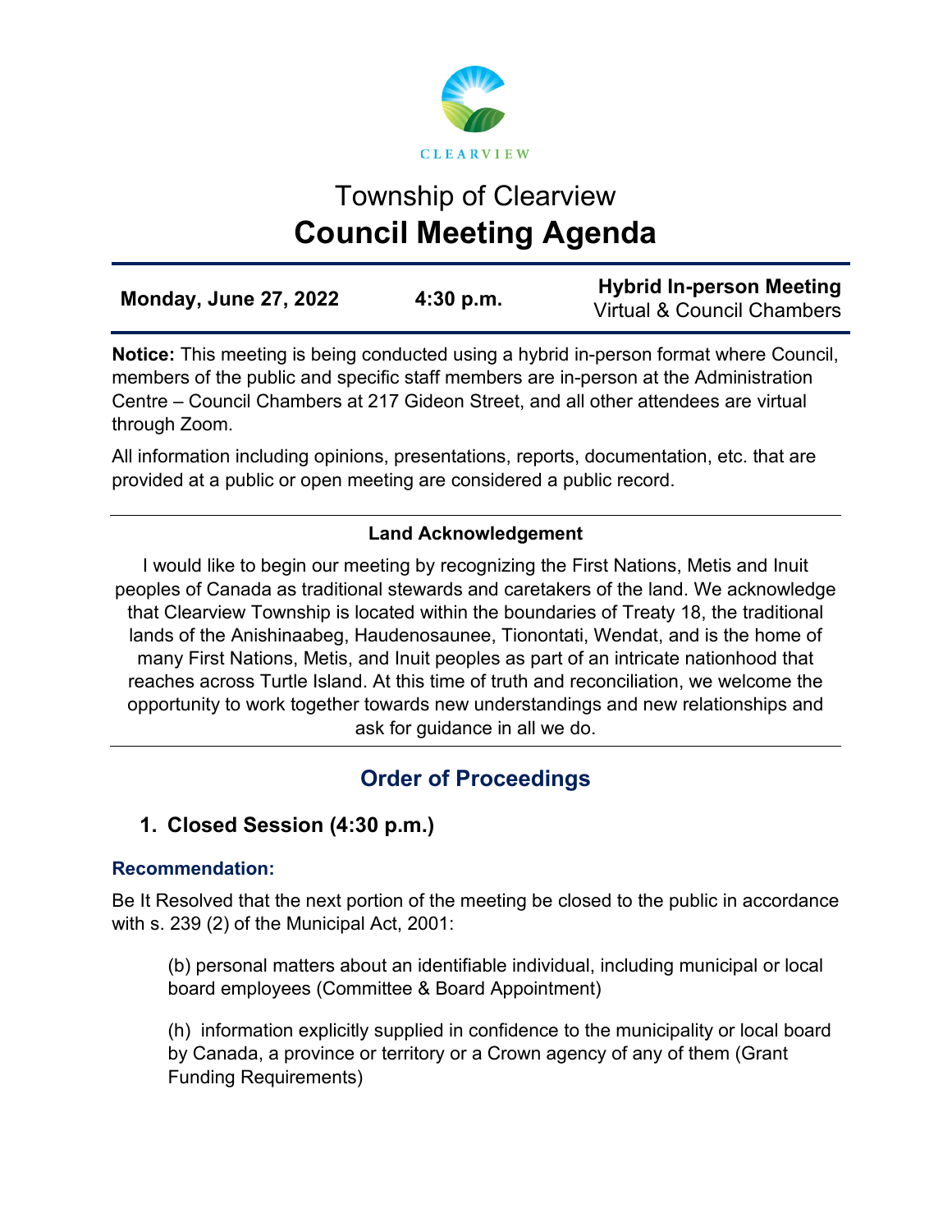CLEARVIEW

# Township of Clearview
# **Council Meeting Agenda**

| **Monday, June 27, 2022** | **4:30 p.m.** | **Hybrid In-person Meeting** Virtual & Council Chambers |
|---|---|---|

**Notice:** This meeting is being conducted using a hybrid in-person format where Council, members of the public and specific staff members are in-person at the Administration Centre – Council Chambers at 217 Gideon Street, and all other attendees are virtual through Zoom.

All information including opinions, presentations, reports, documentation, etc. that are provided at a public or open meeting are considered a public record.

---

**Land Acknowledgement**

I would like to begin our meeting by recognizing the First Nations, Metis and Inuit peoples of Canada as traditional stewards and caretakers of the land. We acknowledge that Clearview Township is located within the boundaries of Treaty 18, the traditional lands of the Anishinaabeg, Haudenosaunee, Tionontati, Wendat, and is the home of many First Nations, Metis, and Inuit peoples as part of an intricate nationhood that reaches across Turtle Island. At this time of truth and reconciliation, we welcome the opportunity to work together towards new understandings and new relationships and ask for guidance in all we do.

---

## Order of Proceedings

### 1. Closed Session (4:30 p.m.)

**Recommendation:**

Be It Resolved that the next portion of the meeting be closed to the public in accordance with s. 239 (2) of the Municipal Act, 2001:

(b) personal matters about an identifiable individual, including municipal or local board employees (Committee & Board Appointment)

(h) information explicitly supplied in confidence to the municipality or local board by Canada, a province or territory or a Crown agency of any of them (Grant Funding Requirements)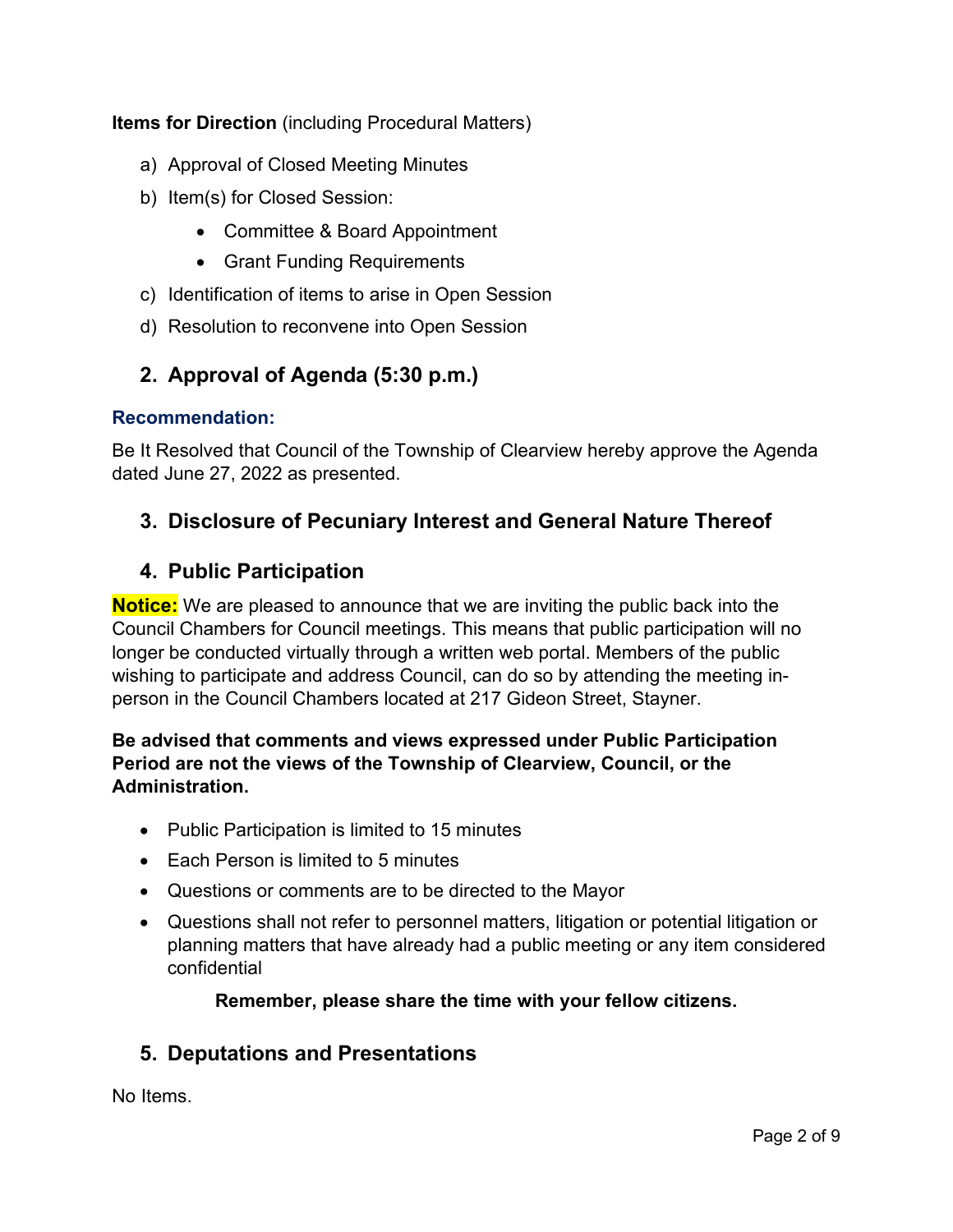**Items for Direction** (including Procedural Matters)

a) Approval of Closed Meeting Minutes

b) Item(s) for Closed Session:

- Committee & Board Appointment
- Grant Funding Requirements

c) Identification of items to arise in Open Session

d) Resolution to reconvene into Open Session

## 2. Approval of Agenda (5:30 p.m.)

**Recommendation:**

Be It Resolved that Council of the Township of Clearview hereby approve the Agenda dated June 27, 2022 as presented.

## 3. Disclosure of Pecuniary Interest and General Nature Thereof

## 4. Public Participation

**Notice:** We are pleased to announce that we are inviting the public back into the Council Chambers for Council meetings. This means that public participation will no longer be conducted virtually through a written web portal. Members of the public wishing to participate and address Council, can do so by attending the meeting in-person in the Council Chambers located at 217 Gideon Street, Stayner.

**Be advised that comments and views expressed under Public Participation Period are not the views of the Township of Clearview, Council, or the Administration.**

- Public Participation is limited to 15 minutes
- Each Person is limited to 5 minutes
- Questions or comments are to be directed to the Mayor
- Questions shall not refer to personnel matters, litigation or potential litigation or planning matters that have already had a public meeting or any item considered confidential

**Remember, please share the time with your fellow citizens.**

## 5. Deputations and Presentations

No Items.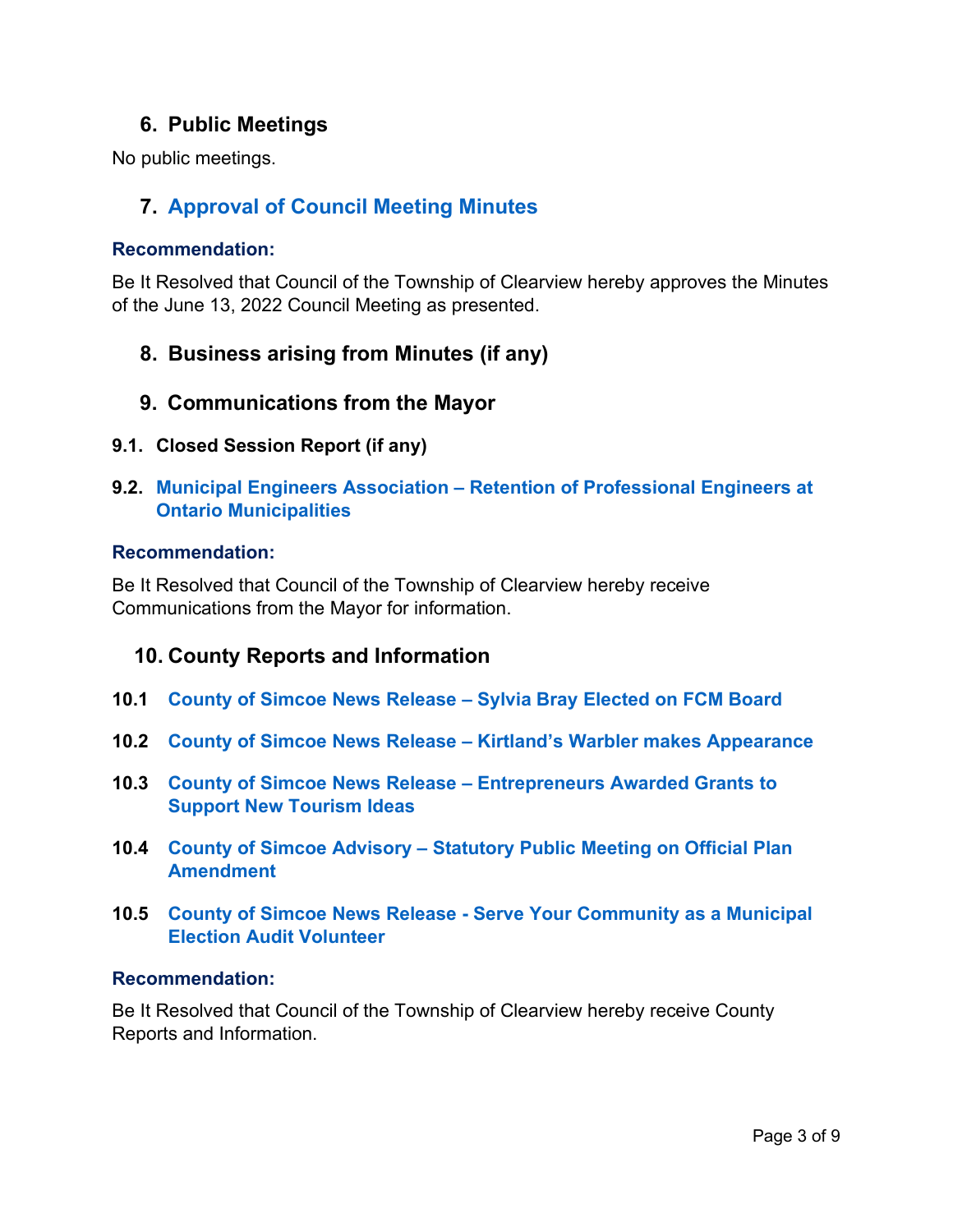## 6. Public Meetings

No public meetings.

## 7. Approval of Council Meeting Minutes

**Recommendation:**

Be It Resolved that Council of the Township of Clearview hereby approves the Minutes of the June 13, 2022 Council Meeting as presented.

## 8. Business arising from Minutes (if any)

## 9. Communications from the Mayor

### 9.1. Closed Session Report (if any)

### 9.2. Municipal Engineers Association – Retention of Professional Engineers at Ontario Municipalities

**Recommendation:**

Be It Resolved that Council of the Township of Clearview hereby receive Communications from the Mayor for information.

## 10. County Reports and Information

**10.1** County of Simcoe News Release – Sylvia Bray Elected on FCM Board

**10.2** County of Simcoe News Release – Kirtland's Warbler makes Appearance

**10.3** County of Simcoe News Release – Entrepreneurs Awarded Grants to Support New Tourism Ideas

**10.4** County of Simcoe Advisory – Statutory Public Meeting on Official Plan Amendment

**10.5** County of Simcoe News Release - Serve Your Community as a Municipal Election Audit Volunteer

**Recommendation:**

Be It Resolved that Council of the Township of Clearview hereby receive County Reports and Information.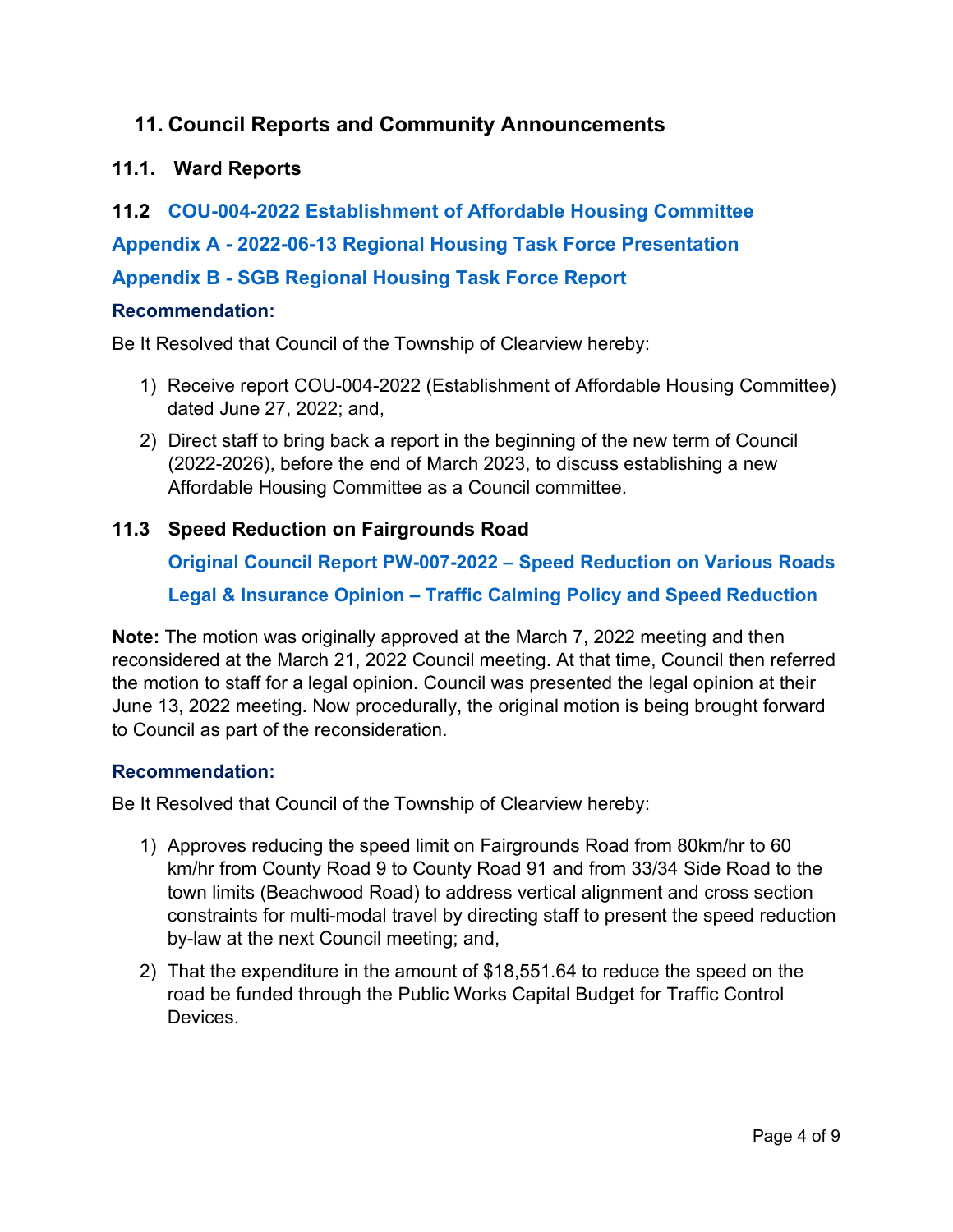## 11. Council Reports and Community Announcements

### 11.1. Ward Reports

### 11.2 COU-004-2022 Establishment of Affordable Housing Committee

**Appendix A - 2022-06-13 Regional Housing Task Force Presentation**

**Appendix B - SGB Regional Housing Task Force Report**

**Recommendation:**

Be It Resolved that Council of the Township of Clearview hereby:

1) Receive report COU-004-2022 (Establishment of Affordable Housing Committee) dated June 27, 2022; and,
2) Direct staff to bring back a report in the beginning of the new term of Council (2022-2026), before the end of March 2023, to discuss establishing a new Affordable Housing Committee as a Council committee.

### 11.3 Speed Reduction on Fairgrounds Road

**Original Council Report PW-007-2022 – Speed Reduction on Various Roads**

**Legal & Insurance Opinion – Traffic Calming Policy and Speed Reduction**

**Note:** The motion was originally approved at the March 7, 2022 meeting and then reconsidered at the March 21, 2022 Council meeting. At that time, Council then referred the motion to staff for a legal opinion. Council was presented the legal opinion at their June 13, 2022 meeting. Now procedurally, the original motion is being brought forward to Council as part of the reconsideration.

**Recommendation:**

Be It Resolved that Council of the Township of Clearview hereby:

1) Approves reducing the speed limit on Fairgrounds Road from 80km/hr to 60 km/hr from County Road 9 to County Road 91 and from 33/34 Side Road to the town limits (Beachwood Road) to address vertical alignment and cross section constraints for multi-modal travel by directing staff to present the speed reduction by-law at the next Council meeting; and,
2) That the expenditure in the amount of $18,551.64 to reduce the speed on the road be funded through the Public Works Capital Budget for Traffic Control Devices.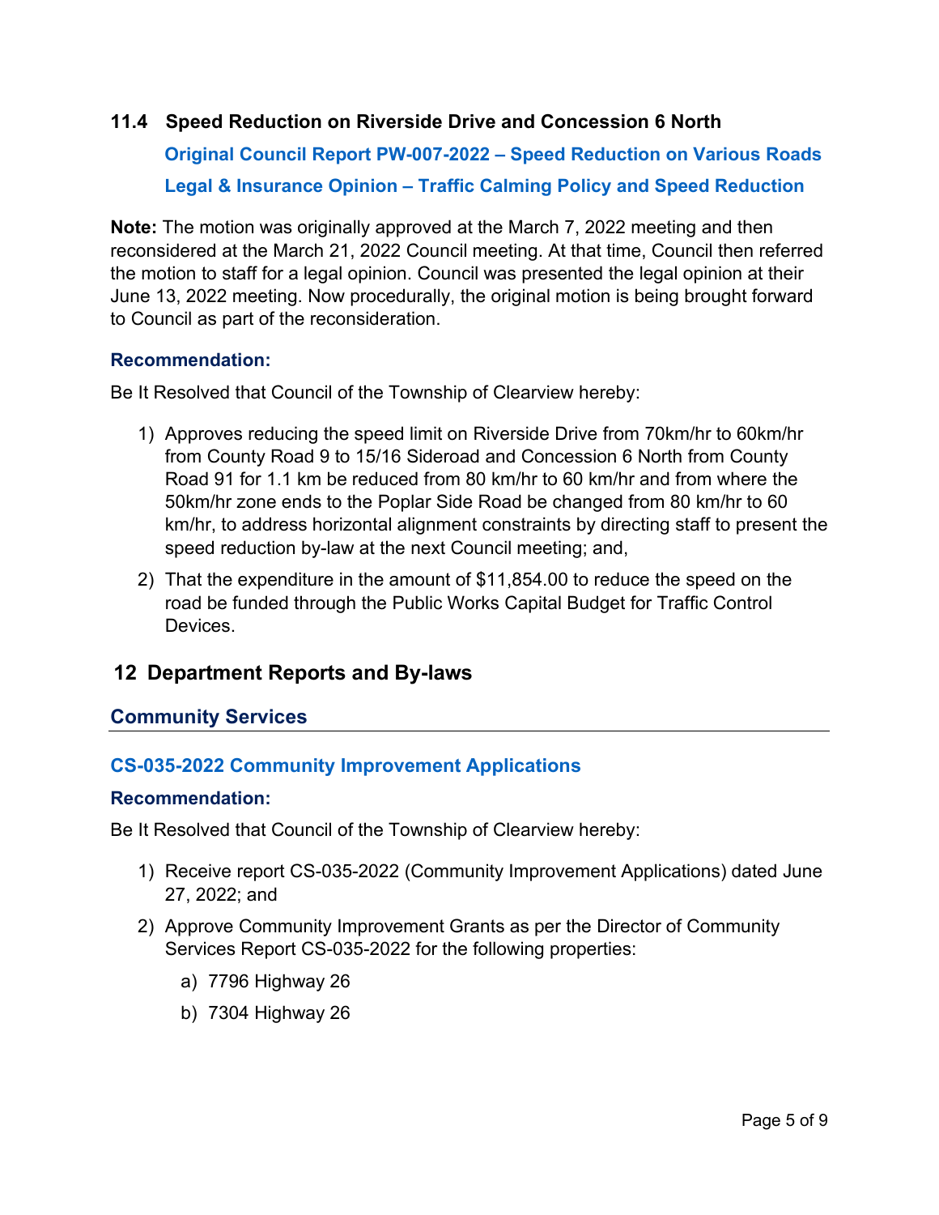### 11.4 Speed Reduction on Riverside Drive and Concession 6 North

**Original Council Report PW-007-2022 – Speed Reduction on Various Roads**

**Legal & Insurance Opinion – Traffic Calming Policy and Speed Reduction**

**Note:** The motion was originally approved at the March 7, 2022 meeting and then reconsidered at the March 21, 2022 Council meeting. At that time, Council then referred the motion to staff for a legal opinion. Council was presented the legal opinion at their June 13, 2022 meeting. Now procedurally, the original motion is being brought forward to Council as part of the reconsideration.

**Recommendation:**

Be It Resolved that Council of the Township of Clearview hereby:

1) Approves reducing the speed limit on Riverside Drive from 70km/hr to 60km/hr from County Road 9 to 15/16 Sideroad and Concession 6 North from County Road 91 for 1.1 km be reduced from 80 km/hr to 60 km/hr and from where the 50km/hr zone ends to the Poplar Side Road be changed from 80 km/hr to 60 km/hr, to address horizontal alignment constraints by directing staff to present the speed reduction by-law at the next Council meeting; and,
2) That the expenditure in the amount of $11,854.00 to reduce the speed on the road be funded through the Public Works Capital Budget for Traffic Control Devices.

## 12 Department Reports and By-laws

### Community Services

#### CS-035-2022 Community Improvement Applications

**Recommendation:**

Be It Resolved that Council of the Township of Clearview hereby:

1) Receive report CS-035-2022 (Community Improvement Applications) dated June 27, 2022; and
2) Approve Community Improvement Grants as per the Director of Community Services Report CS-035-2022 for the following properties:
   a) 7796 Highway 26
   b) 7304 Highway 26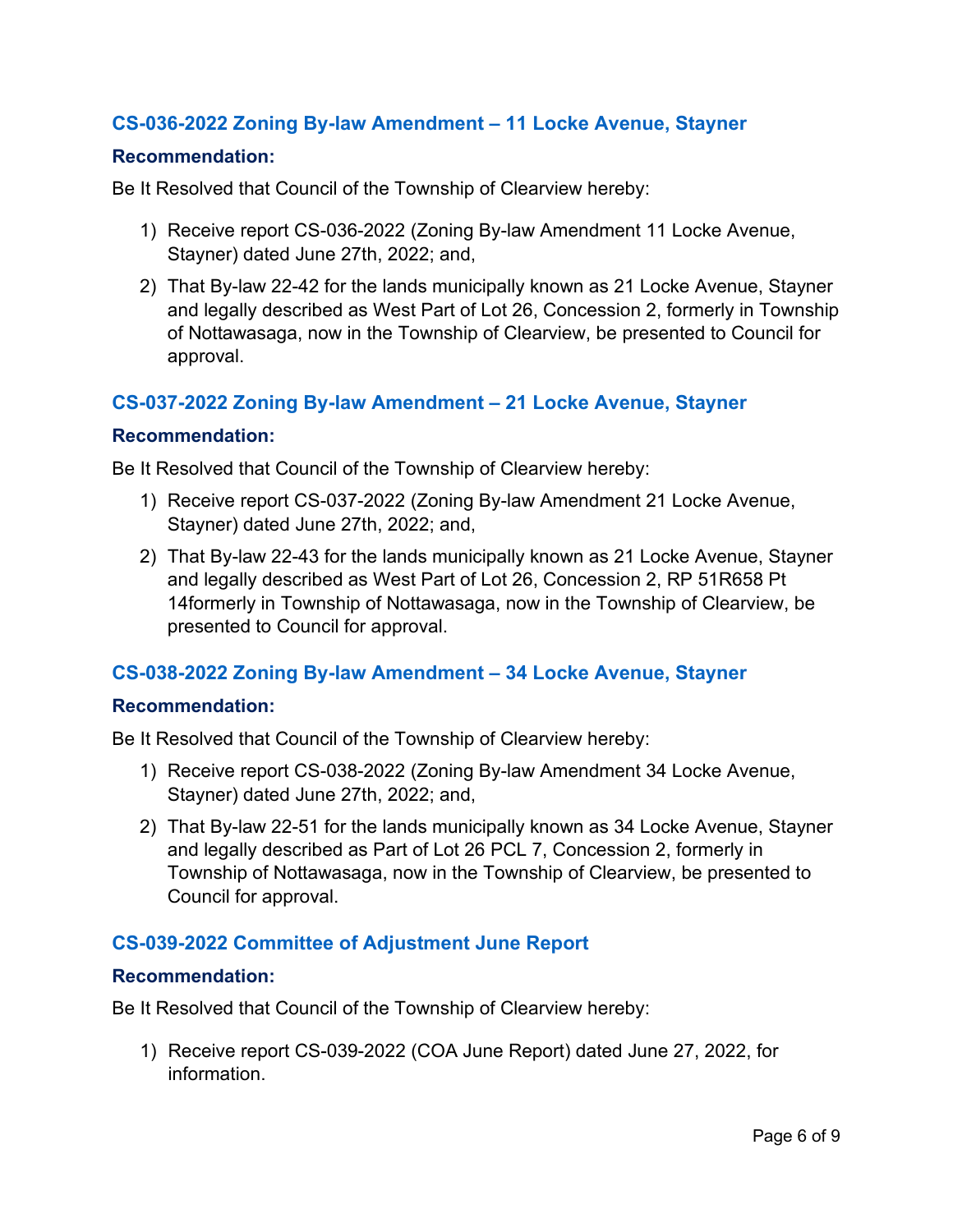### CS-036-2022 Zoning By-law Amendment – 11 Locke Avenue, Stayner

#### Recommendation:

Be It Resolved that Council of the Township of Clearview hereby:

1) Receive report CS-036-2022 (Zoning By-law Amendment 11 Locke Avenue, Stayner) dated June 27th, 2022; and,
2) That By-law 22-42 for the lands municipally known as 21 Locke Avenue, Stayner and legally described as West Part of Lot 26, Concession 2, formerly in Township of Nottawasaga, now in the Township of Clearview, be presented to Council for approval.

### CS-037-2022 Zoning By-law Amendment – 21 Locke Avenue, Stayner

#### Recommendation:

Be It Resolved that Council of the Township of Clearview hereby:

1) Receive report CS-037-2022 (Zoning By-law Amendment 21 Locke Avenue, Stayner) dated June 27th, 2022; and,
2) That By-law 22-43 for the lands municipally known as 21 Locke Avenue, Stayner and legally described as West Part of Lot 26, Concession 2, RP 51R658 Pt 14formerly in Township of Nottawasaga, now in the Township of Clearview, be presented to Council for approval.

### CS-038-2022 Zoning By-law Amendment – 34 Locke Avenue, Stayner

#### Recommendation:

Be It Resolved that Council of the Township of Clearview hereby:

1) Receive report CS-038-2022 (Zoning By-law Amendment 34 Locke Avenue, Stayner) dated June 27th, 2022; and,
2) That By-law 22-51 for the lands municipally known as 34 Locke Avenue, Stayner and legally described as Part of Lot 26 PCL 7, Concession 2, formerly in Township of Nottawasaga, now in the Township of Clearview, be presented to Council for approval.

### CS-039-2022 Committee of Adjustment June Report

#### Recommendation:

Be It Resolved that Council of the Township of Clearview hereby:

1) Receive report CS-039-2022 (COA June Report) dated June 27, 2022, for information.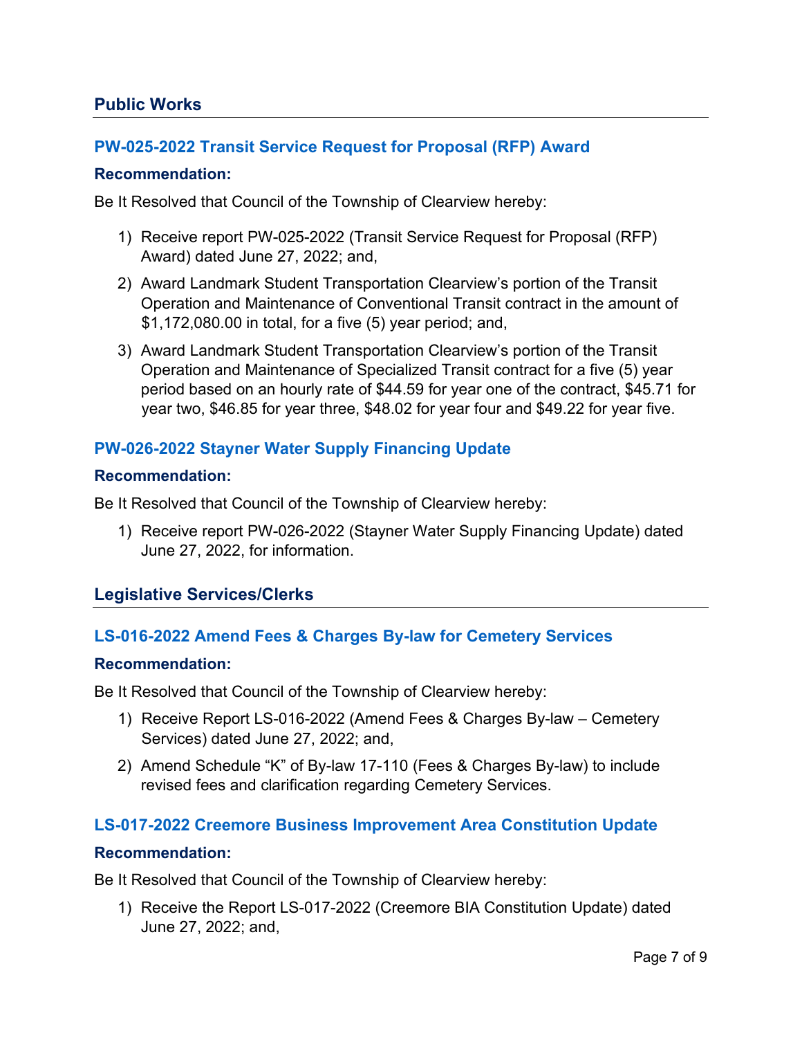## Public Works

### PW-025-2022 Transit Service Request for Proposal (RFP) Award

**Recommendation:**

Be It Resolved that Council of the Township of Clearview hereby:

1) Receive report PW-025-2022 (Transit Service Request for Proposal (RFP) Award) dated June 27, 2022; and,
2) Award Landmark Student Transportation Clearview's portion of the Transit Operation and Maintenance of Conventional Transit contract in the amount of $1,172,080.00 in total, for a five (5) year period; and,
3) Award Landmark Student Transportation Clearview's portion of the Transit Operation and Maintenance of Specialized Transit contract for a five (5) year period based on an hourly rate of $44.59 for year one of the contract, $45.71 for year two, $46.85 for year three, $48.02 for year four and $49.22 for year five.

### PW-026-2022 Stayner Water Supply Financing Update

**Recommendation:**

Be It Resolved that Council of the Township of Clearview hereby:

1) Receive report PW-026-2022 (Stayner Water Supply Financing Update) dated June 27, 2022, for information.

## Legislative Services/Clerks

### LS-016-2022 Amend Fees & Charges By-law for Cemetery Services

**Recommendation:**

Be It Resolved that Council of the Township of Clearview hereby:

1) Receive Report LS-016-2022 (Amend Fees & Charges By-law – Cemetery Services) dated June 27, 2022; and,
2) Amend Schedule "K" of By-law 17-110 (Fees & Charges By-law) to include revised fees and clarification regarding Cemetery Services.

### LS-017-2022 Creemore Business Improvement Area Constitution Update

**Recommendation:**

Be It Resolved that Council of the Township of Clearview hereby:

1) Receive the Report LS-017-2022 (Creemore BIA Constitution Update) dated June 27, 2022; and,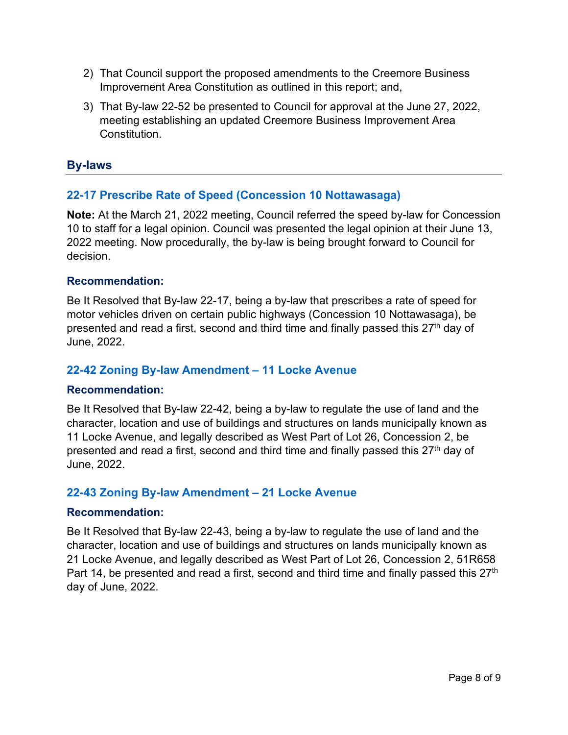2) That Council support the proposed amendments to the Creemore Business Improvement Area Constitution as outlined in this report; and,

3) That By-law 22-52 be presented to Council for approval at the June 27, 2022, meeting establishing an updated Creemore Business Improvement Area Constitution.

## By-laws

### 22-17 Prescribe Rate of Speed (Concession 10 Nottawasaga)

**Note:** At the March 21, 2022 meeting, Council referred the speed by-law for Concession 10 to staff for a legal opinion. Council was presented the legal opinion at their June 13, 2022 meeting. Now procedurally, the by-law is being brought forward to Council for decision.

#### Recommendation:

Be It Resolved that By-law 22-17, being a by-law that prescribes a rate of speed for motor vehicles driven on certain public highways (Concession 10 Nottawasaga), be presented and read a first, second and third time and finally passed this 27th day of June, 2022.

### 22-42 Zoning By-law Amendment – 11 Locke Avenue

#### Recommendation:

Be It Resolved that By-law 22-42, being a by-law to regulate the use of land and the character, location and use of buildings and structures on lands municipally known as 11 Locke Avenue, and legally described as West Part of Lot 26, Concession 2, be presented and read a first, second and third time and finally passed this 27th day of June, 2022.

### 22-43 Zoning By-law Amendment – 21 Locke Avenue

#### Recommendation:

Be It Resolved that By-law 22-43, being a by-law to regulate the use of land and the character, location and use of buildings and structures on lands municipally known as 21 Locke Avenue, and legally described as West Part of Lot 26, Concession 2, 51R658 Part 14, be presented and read a first, second and third time and finally passed this 27th day of June, 2022.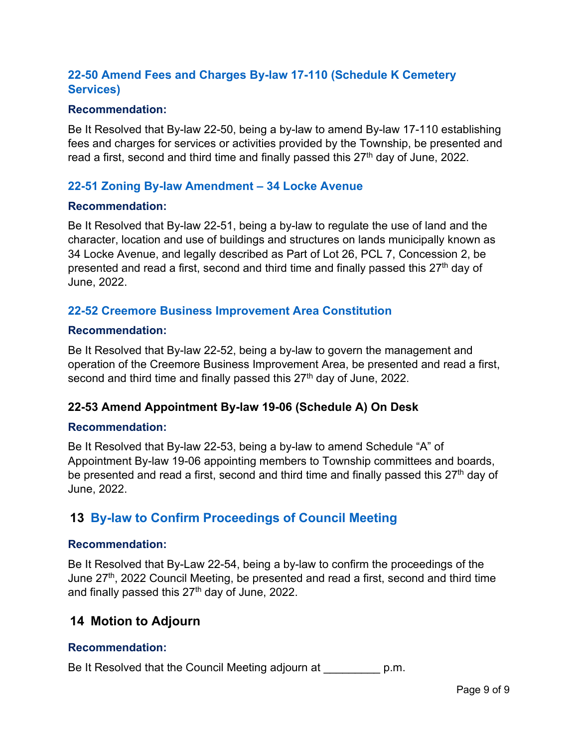### 22-50 Amend Fees and Charges By-law 17-110 (Schedule K Cemetery Services)

**Recommendation:**

Be It Resolved that By-law 22-50, being a by-law to amend By-law 17-110 establishing fees and charges for services or activities provided by the Township, be presented and read a first, second and third time and finally passed this 27th day of June, 2022.

### 22-51 Zoning By-law Amendment – 34 Locke Avenue

**Recommendation:**

Be It Resolved that By-law 22-51, being a by-law to regulate the use of land and the character, location and use of buildings and structures on lands municipally known as 34 Locke Avenue, and legally described as Part of Lot 26, PCL 7, Concession 2, be presented and read a first, second and third time and finally passed this 27th day of June, 2022.

### 22-52 Creemore Business Improvement Area Constitution

**Recommendation:**

Be It Resolved that By-law 22-52, being a by-law to govern the management and operation of the Creemore Business Improvement Area, be presented and read a first, second and third time and finally passed this 27th day of June, 2022.

### 22-53 Amend Appointment By-law 19-06 (Schedule A) On Desk

**Recommendation:**

Be It Resolved that By-law 22-53, being a by-law to amend Schedule "A" of Appointment By-law 19-06 appointing members to Township committees and boards, be presented and read a first, second and third time and finally passed this 27th day of June, 2022.

## 13 By-law to Confirm Proceedings of Council Meeting

**Recommendation:**

Be It Resolved that By-Law 22-54, being a by-law to confirm the proceedings of the June 27th, 2022 Council Meeting, be presented and read a first, second and third time and finally passed this 27th day of June, 2022.

## 14 Motion to Adjourn

**Recommendation:**

Be It Resolved that the Council Meeting adjourn at _________ p.m.